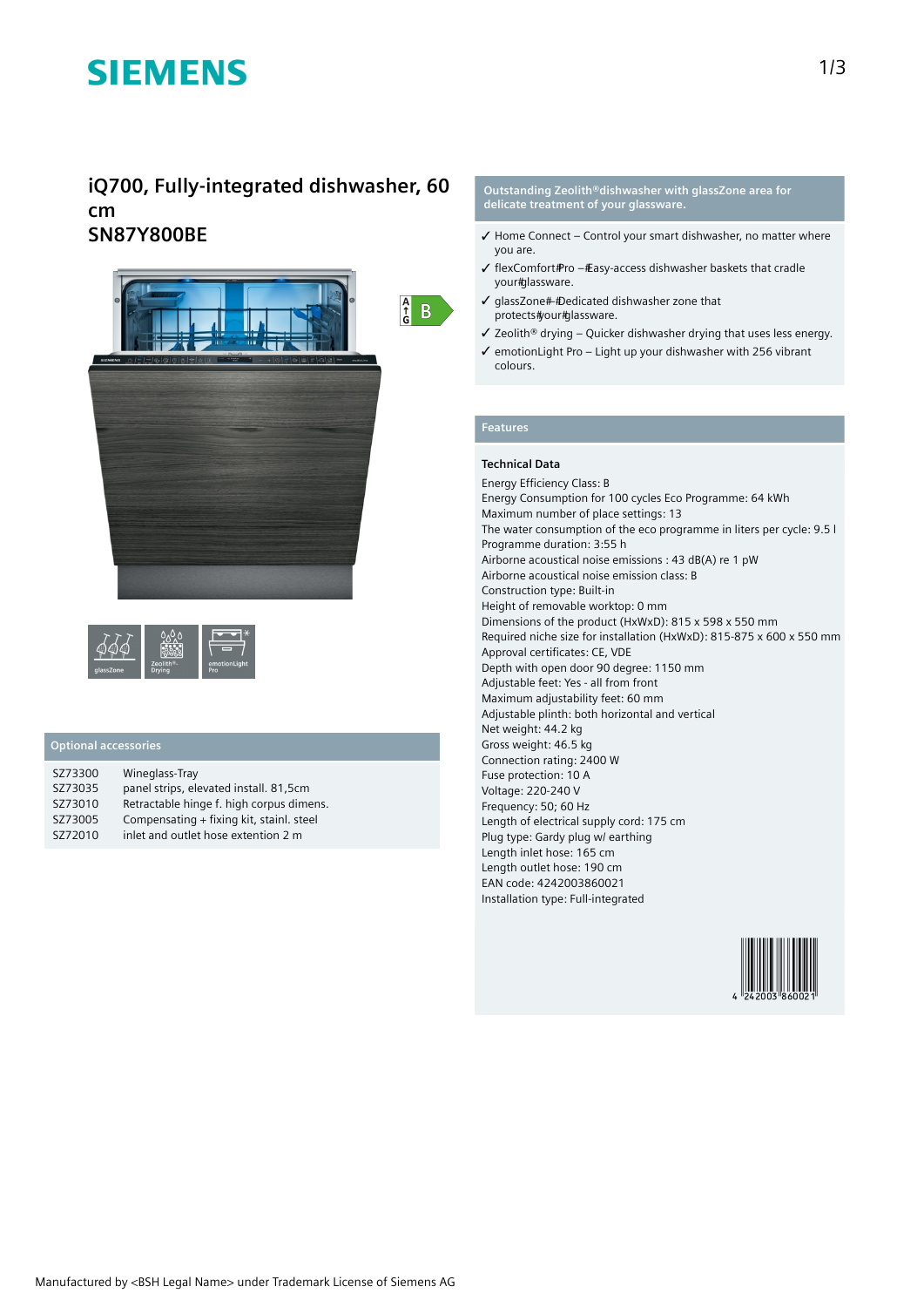# SIEMENS

## iQ700, Fully-integrated dishwasher, 60 cm
## SN87Y800BE

glassZone | Zeolith® Drying | emotionLight Pro

### Optional accessories

| | |
|---|---|
| SZ73300 | Wineglass-Tray |
| SZ73035 | panel strips, elevated install. 81,5cm |
| SZ73010 | Retractable hinge f. high corpus dimens. |
| SZ73005 | Compensating + fixing kit, stainl. steel |
| SZ72010 | inlet and outlet hose extention 2 m |

### Outstanding Zeolith®dishwasher with glassZone area for delicate treatment of your glassware.

- ✓ Home Connect – Control your smart dishwasher, no matter where you are.
- ✓ flexComfort Pro – Easy-access dishwasher baskets that cradle your glassware.
- ✓ glassZone – Dedicated dishwasher zone that protects your glassware.
- ✓ Zeolith® drying – Quicker dishwasher drying that uses less energy.
- ✓ emotionLight Pro – Light up your dishwasher with 256 vibrant colours.

### Features

**Technical Data**

Energy Efficiency Class: B
Energy Consumption for 100 cycles Eco Programme: 64 kWh
Maximum number of place settings: 13
The water consumption of the eco programme in liters per cycle: 9.5 l
Programme duration: 3:55 h
Airborne acoustical noise emissions : 43 dB(A) re 1 pW
Airborne acoustical noise emission class: B
Construction type: Built-in
Height of removable worktop: 0 mm
Dimensions of the product (HxWxD): 815 x 598 x 550 mm
Required niche size for installation (HxWxD): 815-875 x 600 x 550 mm
Approval certificates: CE, VDE
Depth with open door 90 degree: 1150 mm
Adjustable feet: Yes - all from front
Maximum adjustability feet: 60 mm
Adjustable plinth: both horizontal and vertical
Net weight: 44.2 kg
Gross weight: 46.5 kg
Connection rating: 2400 W
Fuse protection: 10 A
Voltage: 220-240 V
Frequency: 50; 60 Hz
Length of electrical supply cord: 175 cm
Plug type: Gardy plug w/ earthing
Length inlet hose: 165 cm
Length outlet hose: 190 cm
EAN code: 4242003860021
Installation type: Full-integrated

Manufactured by <BSH Legal Name> under Trademark License of Siemens AG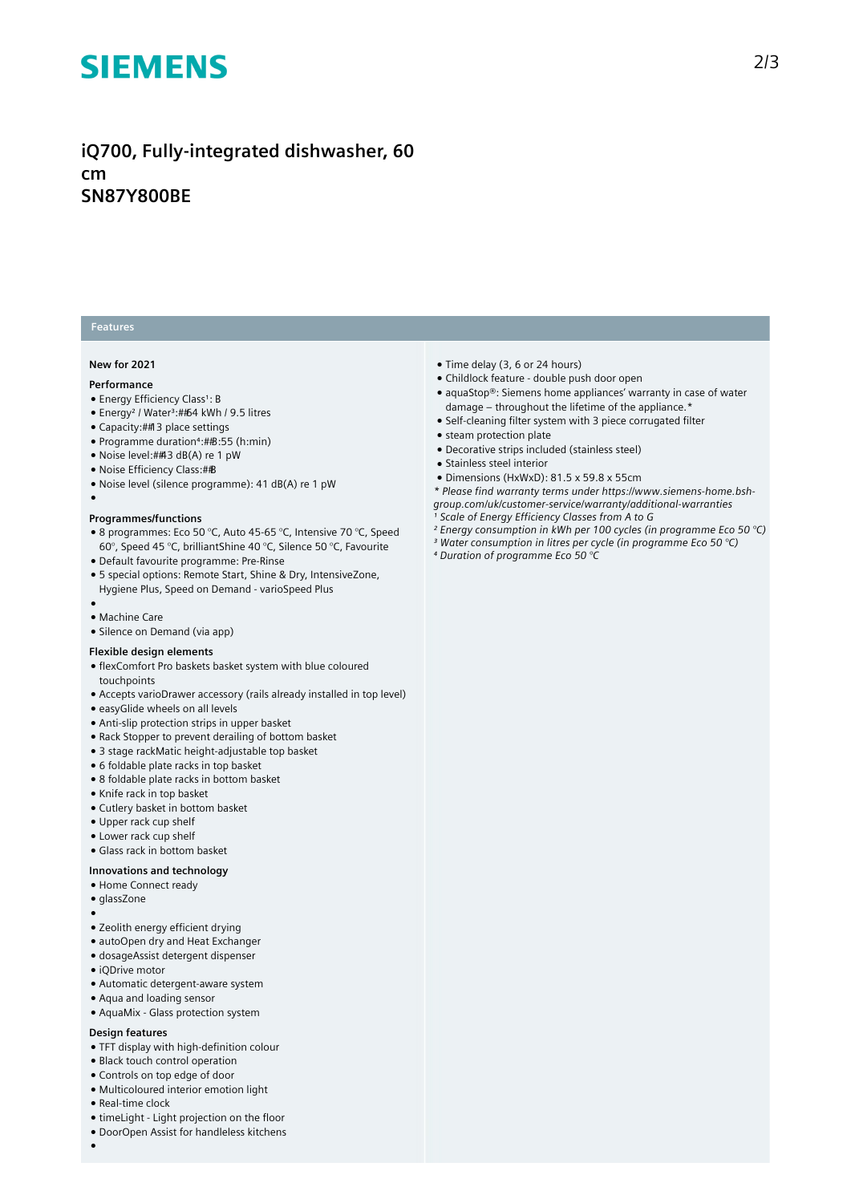# SIEMENS

## iQ700, Fully-integrated dishwasher, 60 cm
## SN87Y800BE

### Features

**New for 2021**

**Performance**

- Energy Efficiency Class[1]: B
- Energy[2] / Water[3]:##64 kWh / 9.5 litres
- Capacity:##13 place settings
- Programme duration[4]:##3:55 (h:min)
- Noise level:##43 dB(A) re 1 pW
- Noise Efficiency Class:##B
- Noise level (silence programme): 41 dB(A) re 1 pW
- 

**Programmes/functions**

- 8 programmes: Eco 50 °C, Auto 45-65 °C, Intensive 70 °C, Speed 60°, Speed 45 °C, brilliantShine 40 °C, Silence 50 °C, Favourite
- Default favourite programme: Pre-Rinse
- 5 special options: Remote Start, Shine & Dry, IntensiveZone, Hygiene Plus, Speed on Demand - varioSpeed Plus
- 
- Machine Care
- Silence on Demand (via app)

**Flexible design elements**

- flexComfort Pro baskets basket system with blue coloured touchpoints
- Accepts varioDrawer accessory (rails already installed in top level)
- easyGlide wheels on all levels
- Anti-slip protection strips in upper basket
- Rack Stopper to prevent derailing of bottom basket
- 3 stage rackMatic height-adjustable top basket
- 6 foldable plate racks in top basket
- 8 foldable plate racks in bottom basket
- Knife rack in top basket
- Cutlery basket in bottom basket
- Upper rack cup shelf
- Lower rack cup shelf
- Glass rack in bottom basket

**Innovations and technology**

- Home Connect ready
- glassZone
- 
- Zeolith energy efficient drying
- autoOpen dry and Heat Exchanger
- dosageAssist detergent dispenser
- iQDrive motor
- Automatic detergent-aware system
- Aqua and loading sensor
- AquaMix - Glass protection system

**Design features**

- TFT display with high-definition colour
- Black touch control operation
- Controls on top edge of door
- Multicoloured interior emotion light
- Real-time clock
- timeLight - Light projection on the floor
- DoorOpen Assist for handleless kitchens
- 

- Time delay (3, 6 or 24 hours)
- Childlock feature - double push door open
- aquaStop®: Siemens home appliances' warranty in case of water damage – throughout the lifetime of the appliance.*
- Self-cleaning filter system with 3 piece corrugated filter
- steam protection plate
- Decorative strips included (stainless steel)
- Stainless steel interior
- Dimensions (HxWxD): 81.5 x 59.8 x 55cm

*\* Please find warranty terms under https://www.siemens-home.bsh-group.com/uk/customer-service/warranty/additional-warranties*

*[1] Scale of Energy Efficiency Classes from A to G*

*[2] Energy consumption in kWh per 100 cycles (in programme Eco 50 °C)*

*[3] Water consumption in litres per cycle (in programme Eco 50 °C)*

*[4] Duration of programme Eco 50 °C*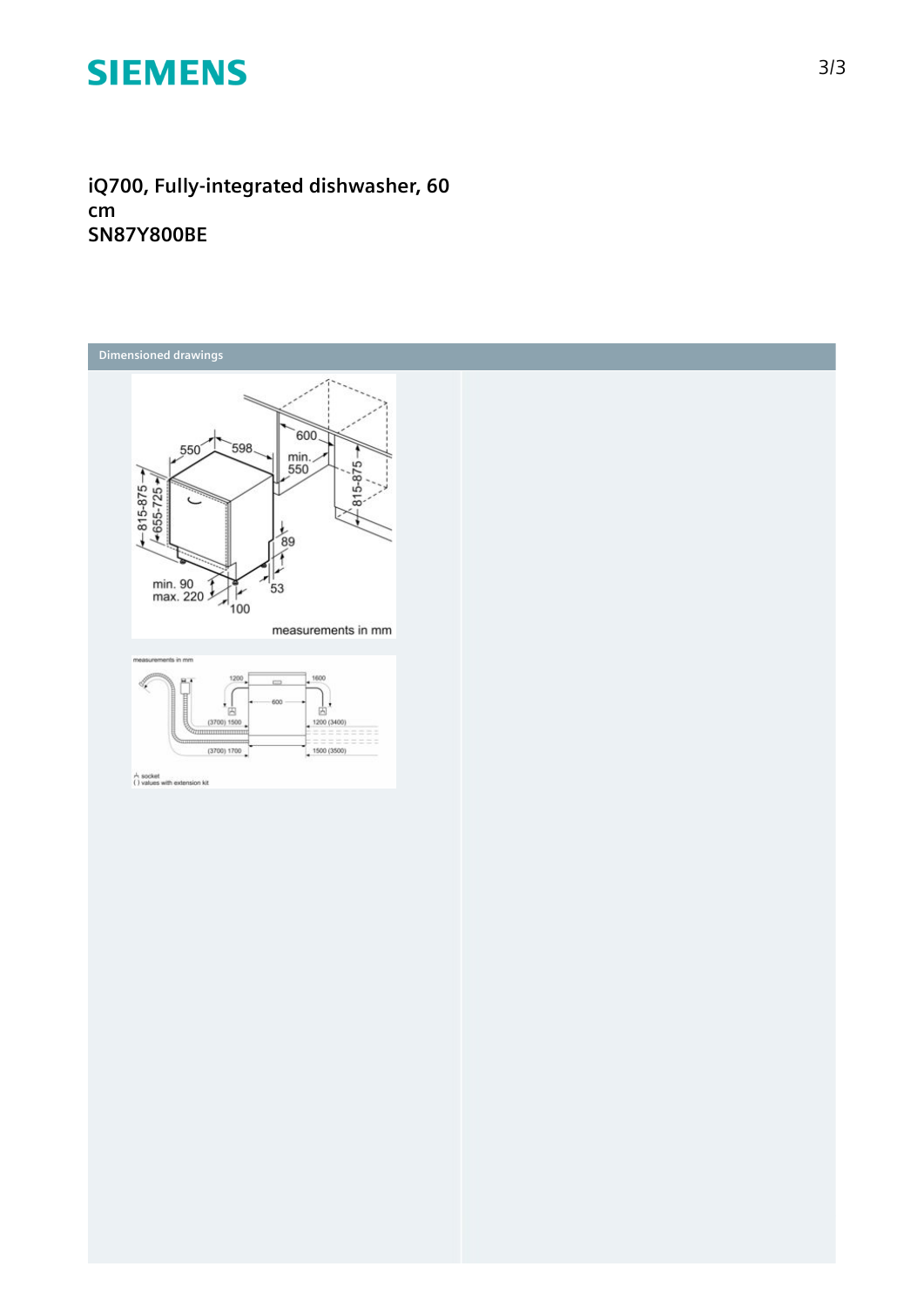# iQ700, Fully-integrated dishwasher, 60 cm
# SN87Y800BE

## Dimensioned drawings

550
598
600
min. 550
815-875
655-725
815-875
89
53
min. 90
max. 220
100
measurements in mm

measurements in mm
1200
1600
600
(3700) 1500
1200 (3400)
(3700) 1700
1500 (3500)
socket
( ) values with extension kit